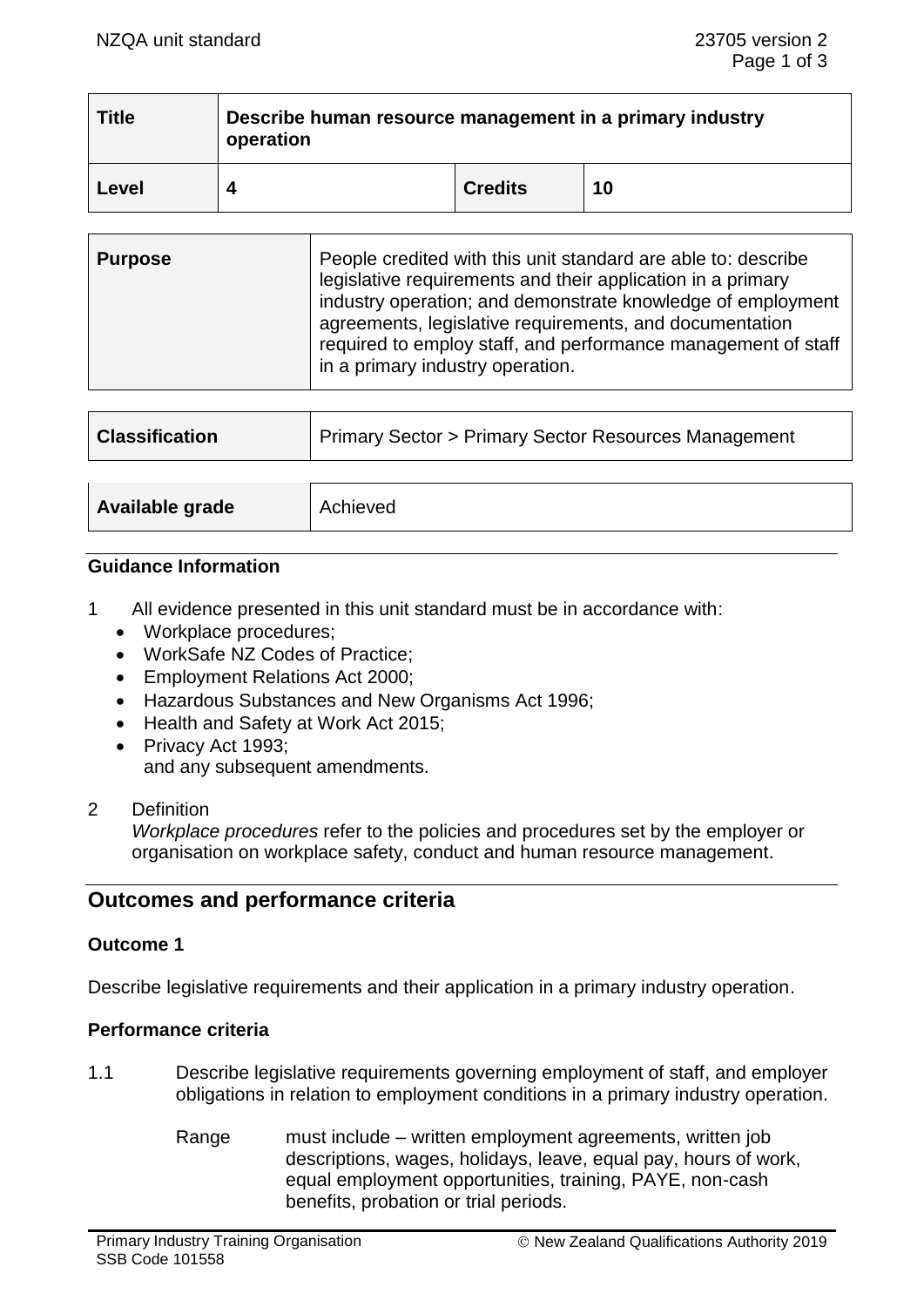| Title | Describe human resource management in a primary industry operation | | |
|---|---|---|---|
| Level | 4 | Credits | 10 |

| Purpose | People credited with this unit standard are able to: describe legislative requirements and their application in a primary industry operation; and demonstrate knowledge of employment agreements, legislative requirements, and documentation required to employ staff, and performance management of staff in a primary industry operation. |
|---|---|

| Classification | Primary Sector > Primary Sector Resources Management |
|---|---|

| Available grade | Achieved |
|---|---|

### Guidance Information

1 All evidence presented in this unit standard must be in accordance with:
   - Workplace procedures;
   - WorkSafe NZ Codes of Practice;
   - Employment Relations Act 2000;
   - Hazardous Substances and New Organisms Act 1996;
   - Health and Safety at Work Act 2015;
   - Privacy Act 1993;
   
   and any subsequent amendments.

2 Definition

   *Workplace procedures* refer to the policies and procedures set by the employer or organisation on workplace safety, conduct and human resource management.

## Outcomes and performance criteria

### Outcome 1

Describe legislative requirements and their application in a primary industry operation.

### Performance criteria

1.1 Describe legislative requirements governing employment of staff, and employer obligations in relation to employment conditions in a primary industry operation.

   Range must include – written employment agreements, written job descriptions, wages, holidays, leave, equal pay, hours of work, equal employment opportunities, training, PAYE, non-cash benefits, probation or trial periods.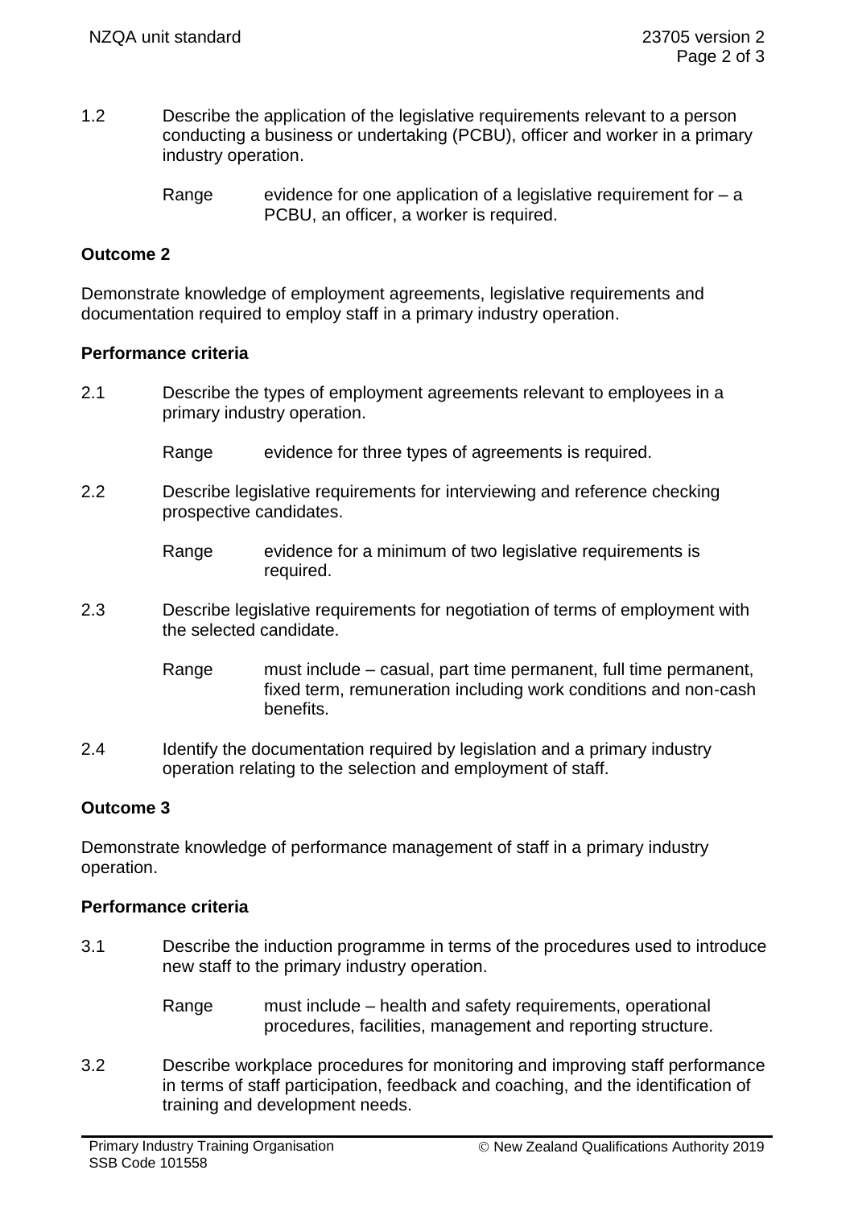1.2 Describe the application of the legislative requirements relevant to a person conducting a business or undertaking (PCBU), officer and worker in a primary industry operation.

Range evidence for one application of a legislative requirement for – a PCBU, an officer, a worker is required.

**Outcome 2**

Demonstrate knowledge of employment agreements, legislative requirements and documentation required to employ staff in a primary industry operation.

**Performance criteria**

2.1 Describe the types of employment agreements relevant to employees in a primary industry operation.

Range evidence for three types of agreements is required.

2.2 Describe legislative requirements for interviewing and reference checking prospective candidates.

Range evidence for a minimum of two legislative requirements is required.

2.3 Describe legislative requirements for negotiation of terms of employment with the selected candidate.

Range must include – casual, part time permanent, full time permanent, fixed term, remuneration including work conditions and non-cash benefits.

2.4 Identify the documentation required by legislation and a primary industry operation relating to the selection and employment of staff.

**Outcome 3**

Demonstrate knowledge of performance management of staff in a primary industry operation.

**Performance criteria**

3.1 Describe the induction programme in terms of the procedures used to introduce new staff to the primary industry operation.

Range must include – health and safety requirements, operational procedures, facilities, management and reporting structure.

3.2 Describe workplace procedures for monitoring and improving staff performance in terms of staff participation, feedback and coaching, and the identification of training and development needs.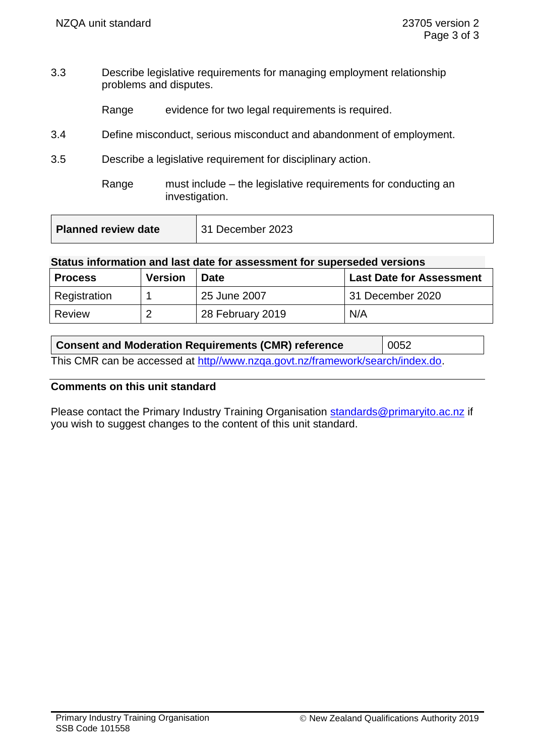3.3 Describe legislative requirements for managing employment relationship problems and disputes.

Range evidence for two legal requirements is required.

3.4 Define misconduct, serious misconduct and abandonment of employment.

3.5 Describe a legislative requirement for disciplinary action.

Range must include – the legislative requirements for conducting an investigation.

| | |
|---|---|
| **Planned review date** | 31 December 2023 |

**Status information and last date for assessment for superseded versions**

| Process | Version | Date | Last Date for Assessment |
|---|---|---|---|
| Registration | 1 | 25 June 2007 | 31 December 2020 |
| Review | 2 | 28 February 2019 | N/A |

| | |
|---|---|
| **Consent and Moderation Requirements (CMR) reference** | 0052 |

This CMR can be accessed at http//www.nzqa.govt.nz/framework/search/index.do.

**Comments on this unit standard**

Please contact the Primary Industry Training Organisation standards@primaryito.ac.nz if you wish to suggest changes to the content of this unit standard.